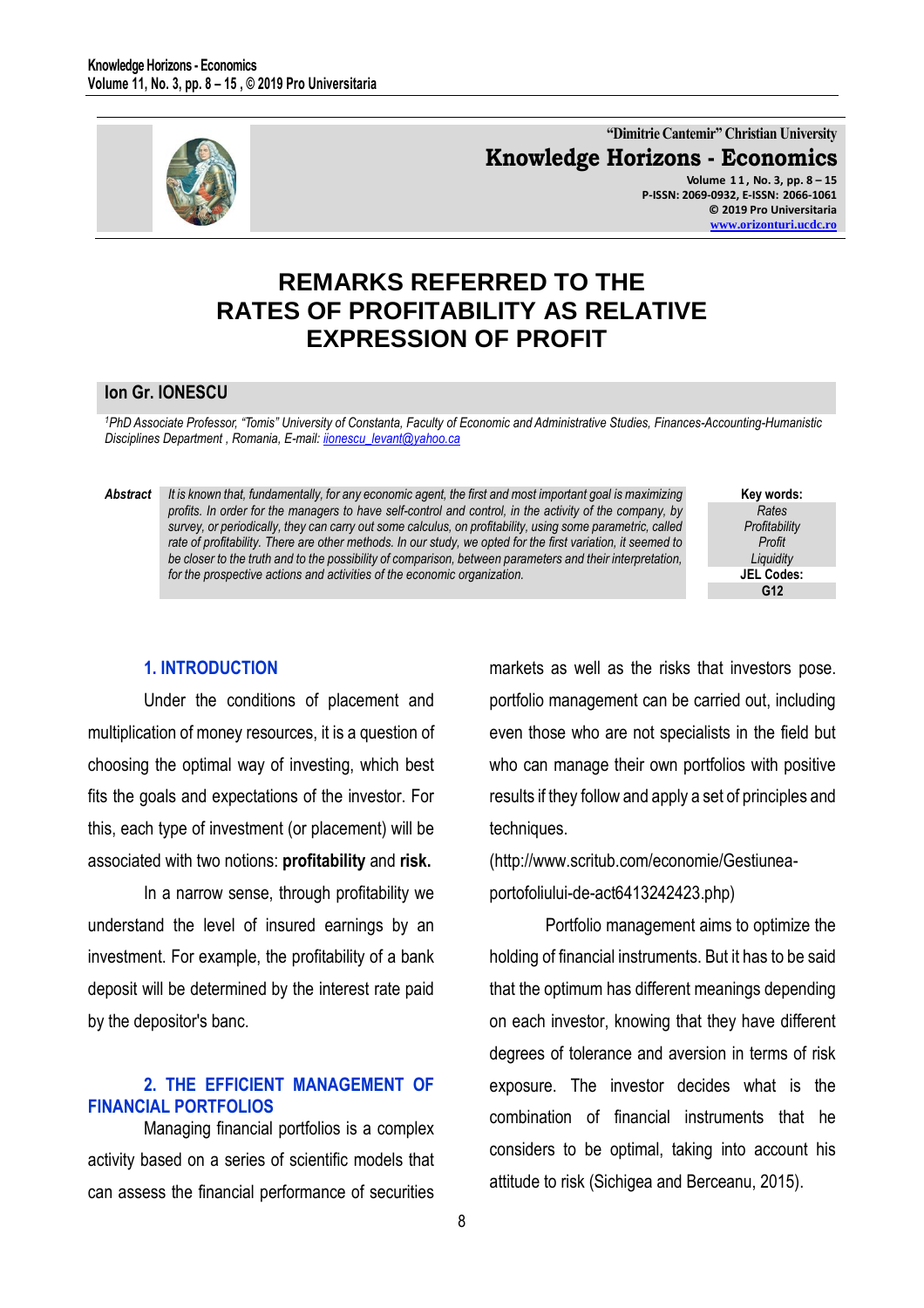# REMARKS REFERRED TO THE RATES OF PROFITABILITY AS RELATIVE EXPRESSION OF PROFIT

**Ion Gr. IONESCU**

*[1]PhD Associate Professor, "Tomis" University of Constanta, Faculty of Economic and Administrative Studies, Finances-Accounting-Humanistic Disciplines Department , Romania, E-mail: ionescu_levant@yahoo.ca*

***Abstract*** *It is known that, fundamentally, for any economic agent, the first and most important goal is maximizing profits. In order for the managers to have self-control and control, in the activity of the company, by survey, or periodically, they can carry out some calculus, on profitability, using some parametric, called rate of profitability. There are other methods. In our study, we opted for the first variation, it seemed to be closer to the truth and to the possibility of comparison, between parameters and their interpretation, for the prospective actions and activities of the economic organization.*

**Key words:**
*Rates*
*Profitability*
*Profit*
*Liquidity*

**JEL Codes:**
**G12**

## 1. INTRODUCTION

Under the conditions of placement and multiplication of money resources, it is a question of choosing the optimal way of investing, which best fits the goals and expectations of the investor. For this, each type of investment (or placement) will be associated with two notions: **profitability** and **risk.**

In a narrow sense, through profitability we understand the level of insured earnings by an investment. For example, the profitability of a bank deposit will be determined by the interest rate paid by the depositor's banc.

## 2. THE EFFICIENT MANAGEMENT OF FINANCIAL PORTFOLIOS

Managing financial portfolios is a complex activity based on a series of scientific models that can assess the financial performance of securities markets as well as the risks that investors pose. portfolio management can be carried out, including even those who are not specialists in the field but who can manage their own portfolios with positive results if they follow and apply a set of principles and techniques.

(http://www.scritub.com/economie/Gestiunea-portofoliului-de-act6413242423.php)

Portfolio management aims to optimize the holding of financial instruments. But it has to be said that the optimum has different meanings depending on each investor, knowing that they have different degrees of tolerance and aversion in terms of risk exposure. The investor decides what is the combination of financial instruments that he considers to be optimal, taking into account his attitude to risk (Sichigea and Berceanu, 2015).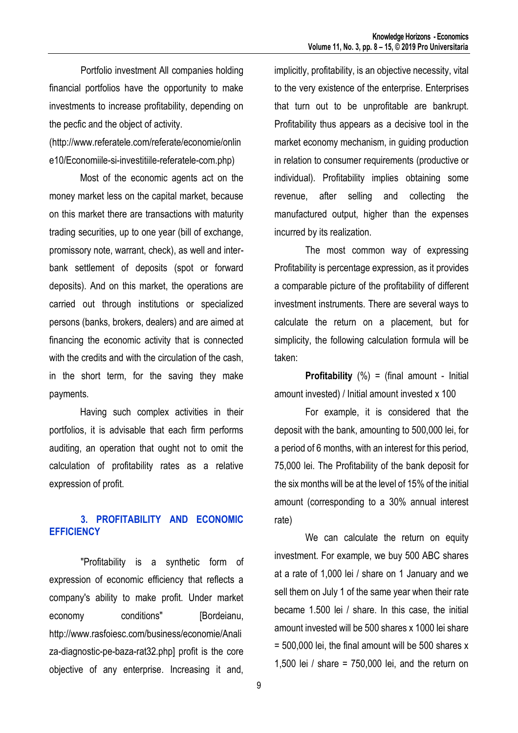Portfolio investment All companies holding financial portfolios have the opportunity to make investments to increase profitability, depending on the pecfic and the object of activity. (http://www.referatele.com/referate/economie/online10/Economiile-si-investitiile-referatele-com.php)

Most of the economic agents act on the money market less on the capital market, because on this market there are transactions with maturity trading securities, up to one year (bill of exchange, promissory note, warrant, check), as well and inter-bank settlement of deposits (spot or forward deposits). And on this market, the operations are carried out through institutions or specialized persons (banks, brokers, dealers) and are aimed at financing the economic activity that is connected with the credits and with the circulation of the cash, in the short term, for the saving they make payments.

Having such complex activities in their portfolios, it is advisable that each firm performs auditing, an operation that ought not to omit the calculation of profitability rates as a relative expression of profit.

## 3. PROFITABILITY AND ECONOMIC EFFICIENCY

"Profitability is a synthetic form of expression of economic efficiency that reflects a company's ability to make profit. Under market economy conditions" [Bordeianu, http://www.rasfoiesc.com/business/economie/Analiza-diagnostic-pe-baza-rat32.php] profit is the core objective of any enterprise. Increasing it and, implicitly, profitability, is an objective necessity, vital to the very existence of the enterprise. Enterprises that turn out to be unprofitable are bankrupt. Profitability thus appears as a decisive tool in the market economy mechanism, in guiding production in relation to consumer requirements (productive or individual). Profitability implies obtaining some revenue, after selling and collecting the manufactured output, higher than the expenses incurred by its realization.

The most common way of expressing Profitability is percentage expression, as it provides a comparable picture of the profitability of different investment instruments. There are several ways to calculate the return on a placement, but for simplicity, the following calculation formula will be taken:

**Profitability** (%) = (final amount - Initial amount invested) / Initial amount invested x 100

For example, it is considered that the deposit with the bank, amounting to 500,000 lei, for a period of 6 months, with an interest for this period, 75,000 lei. The Profitability of the bank deposit for the six months will be at the level of 15% of the initial amount (corresponding to a 30% annual interest rate)

We can calculate the return on equity investment. For example, we buy 500 ABC shares at a rate of 1,000 lei / share on 1 January and we sell them on July 1 of the same year when their rate became 1.500 lei / share. In this case, the initial amount invested will be 500 shares x 1000 lei share = 500,000 lei, the final amount will be 500 shares x 1,500 lei / share = 750,000 lei, and the return on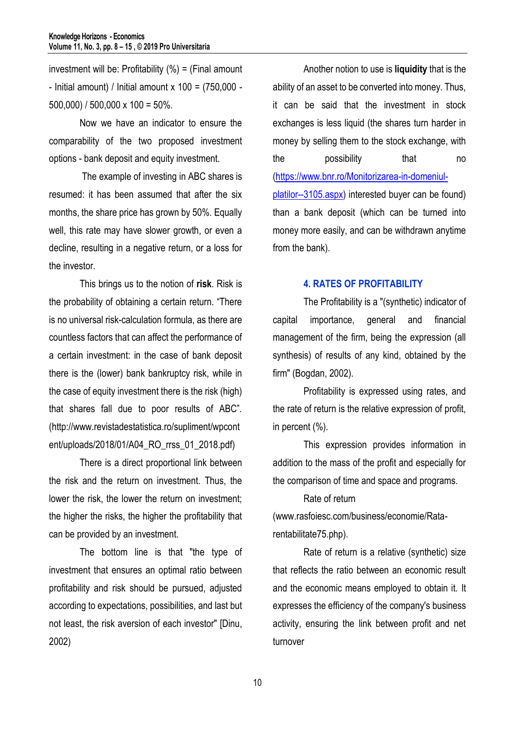investment will be: Profitability (%) = (Final amount - Initial amount) / Initial amount x 100 = (750,000 - 500,000) / 500,000 x 100 = 50%.

Now we have an indicator to ensure the comparability of the two proposed investment options - bank deposit and equity investment.

The example of investing in ABC shares is resumed: it has been assumed that after the six months, the share price has grown by 50%. Equally well, this rate may have slower growth, or even a decline, resulting in a negative return, or a loss for the investor.

This brings us to the notion of **risk**. Risk is the probability of obtaining a certain return. "There is no universal risk-calculation formula, as there are countless factors that can affect the performance of a certain investment: in the case of bank deposit there is the (lower) bank bankruptcy risk, while in the case of equity investment there is the risk (high) that shares fall due to poor results of ABC". (http://www.revistadestatistica.ro/supliment/wpcontent/uploads/2018/01/A04_RO_rrss_01_2018.pdf)

There is a direct proportional link between the risk and the return on investment. Thus, the lower the risk, the lower the return on investment; the higher the risks, the higher the profitability that can be provided by an investment.

The bottom line is that "the type of investment that ensures an optimal ratio between profitability and risk should be pursued, adjusted according to expectations, possibilities, and last but not least, the risk aversion of each investor" [Dinu, 2002)

Another notion to use is **liquidity** that is the ability of an asset to be converted into money. Thus, it can be said that the investment in stock exchanges is less liquid (the shares turn harder in money by selling them to the stock exchange, with the possibility that no (https://www.bnr.ro/Monitorizarea-in-domeniul-platilor--3105.aspx) interested buyer can be found) than a bank deposit (which can be turned into money more easily, and can be withdrawn anytime from the bank).

## 4. RATES OF PROFITABILITY

The Profitability is a "(synthetic) indicator of capital importance, general and financial management of the firm, being the expression (all synthesis) of results of any kind, obtained by the firm" (Bogdan, 2002).

Profitability is expressed using rates, and the rate of return is the relative expression of profit, in percent (%).

This expression provides information in addition to the mass of the profit and especially for the comparison of time and space and programs.

Rate of return (www.rasfoiesc.com/business/economie/Rata-rentabilitate75.php).

Rate of return is a relative (synthetic) size that reflects the ratio between an economic result and the economic means employed to obtain it. It expresses the efficiency of the company's business activity, ensuring the link between profit and net turnover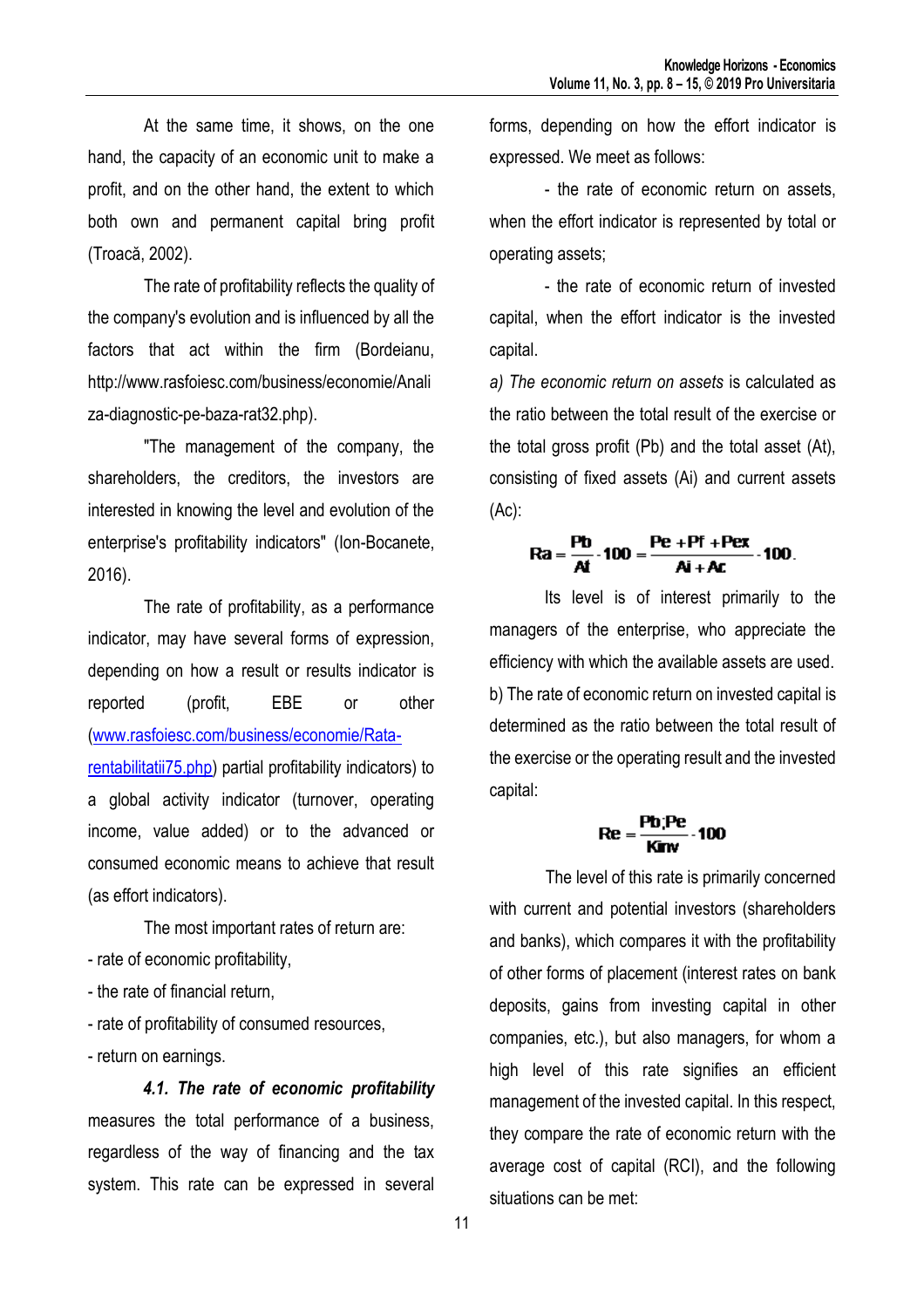At the same time, it shows, on the one hand, the capacity of an economic unit to make a profit, and on the other hand, the extent to which both own and permanent capital bring profit (Troacă, 2002).

The rate of profitability reflects the quality of the company's evolution and is influenced by all the factors that act within the firm (Bordeianu, http://www.rasfoiesc.com/business/economie/Analiza-diagnostic-pe-baza-rat32.php).

"The management of the company, the shareholders, the creditors, the investors are interested in knowing the level and evolution of the enterprise's profitability indicators" (Ion-Bocanete, 2016).

The rate of profitability, as a performance indicator, may have several forms of expression, depending on how a result or results indicator is reported (profit, EBE or other (www.rasfoiesc.com/business/economie/Rata-rentabilitatii75.php) partial profitability indicators) to a global activity indicator (turnover, operating income, value added) or to the advanced or consumed economic means to achieve that result (as effort indicators).

The most important rates of return are:

- rate of economic profitability,
- the rate of financial return,
- rate of profitability of consumed resources,
- return on earnings.

***4.1. The rate of economic profitability*** measures the total performance of a business, regardless of the way of financing and the tax system. This rate can be expressed in several forms, depending on how the effort indicator is expressed. We meet as follows:

- the rate of economic return on assets, when the effort indicator is represented by total or operating assets;
- the rate of economic return of invested capital, when the effort indicator is the invested capital.

*a) The economic return on assets* is calculated as the ratio between the total result of the exercise or the total gross profit (Pb) and the total asset (At), consisting of fixed assets (Ai) and current assets (Ac):

$$Ra = \frac{Pb}{At} \cdot 100 = \frac{Pe + Pf + Pex}{Ai + Ac} \cdot 100.$$

Its level is of interest primarily to the managers of the enterprise, who appreciate the efficiency with which the available assets are used.

b) The rate of economic return on invested capital is determined as the ratio between the total result of the exercise or the operating result and the invested capital:

$$Re = \frac{Pb;Pe}{Kinv} \cdot 100$$

The level of this rate is primarily concerned with current and potential investors (shareholders and banks), which compares it with the profitability of other forms of placement (interest rates on bank deposits, gains from investing capital in other companies, etc.), but also managers, for whom a high level of this rate signifies an efficient management of the invested capital. In this respect, they compare the rate of economic return with the average cost of capital (RCI), and the following situations can be met: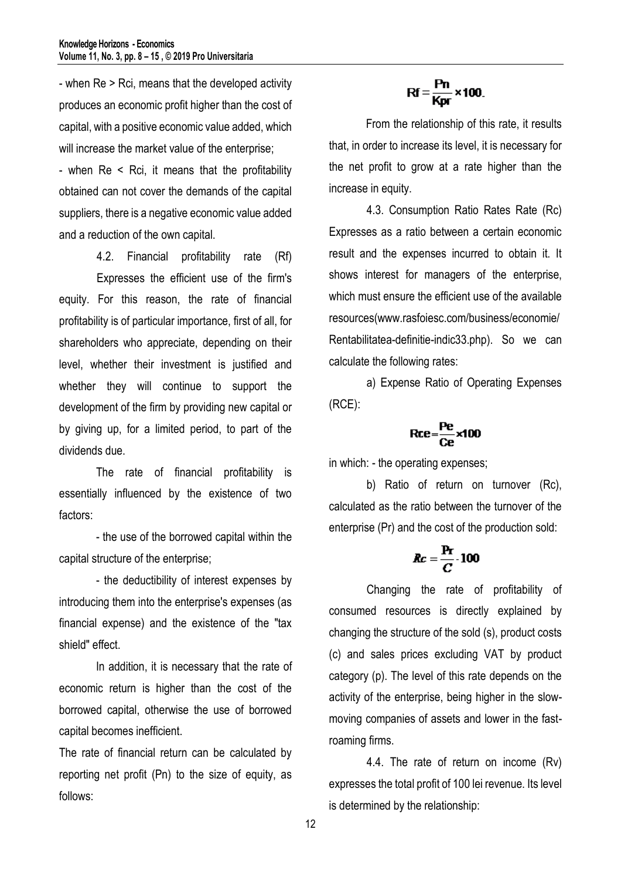- when Re > Rci, means that the developed activity produces an economic profit higher than the cost of capital, with a positive economic value added, which will increase the market value of the enterprise;

- when Re < Rci, it means that the profitability obtained can not cover the demands of the capital suppliers, there is a negative economic value added and a reduction of the own capital.

4.2. Financial profitability rate (Rf) Expresses the efficient use of the firm's equity. For this reason, the rate of financial profitability is of particular importance, first of all, for shareholders who appreciate, depending on their level, whether their investment is justified and whether they will continue to support the development of the firm by providing new capital or by giving up, for a limited period, to part of the dividends due.

The rate of financial profitability is essentially influenced by the existence of two factors:

- the use of the borrowed capital within the capital structure of the enterprise;

- the deductibility of interest expenses by introducing them into the enterprise's expenses (as financial expense) and the existence of the "tax shield" effect.

In addition, it is necessary that the rate of economic return is higher than the cost of the borrowed capital, otherwise the use of borrowed capital becomes inefficient.

The rate of financial return can be calculated by reporting net profit (Pn) to the size of equity, as follows:

$$Rf = \frac{Pn}{Kpr} \times 100.$$

From the relationship of this rate, it results that, in order to increase its level, it is necessary for the net profit to grow at a rate higher than the increase in equity.

4.3. Consumption Ratio Rates Rate (Rc) Expresses as a ratio between a certain economic result and the expenses incurred to obtain it. It shows interest for managers of the enterprise, which must ensure the efficient use of the available resources(www.rasfoiesc.com/business/economie/Rentabilitatea-definitie-indic33.php). So we can calculate the following rates:

a) Expense Ratio of Operating Expenses (RCE):

$$Rce = \frac{Pe}{Ce} \times 100$$

in which: - the operating expenses;

b) Ratio of return on turnover (Rc), calculated as the ratio between the turnover of the enterprise (Pr) and the cost of the production sold:

$$Rc = \frac{Pr}{C} \cdot 100$$

Changing the rate of profitability of consumed resources is directly explained by changing the structure of the sold (s), product costs (c) and sales prices excluding VAT by product category (p). The level of this rate depends on the activity of the enterprise, being higher in the slow-moving companies of assets and lower in the fast-roaming firms.

4.4. The rate of return on income (Rv) expresses the total profit of 100 lei revenue. Its level is determined by the relationship: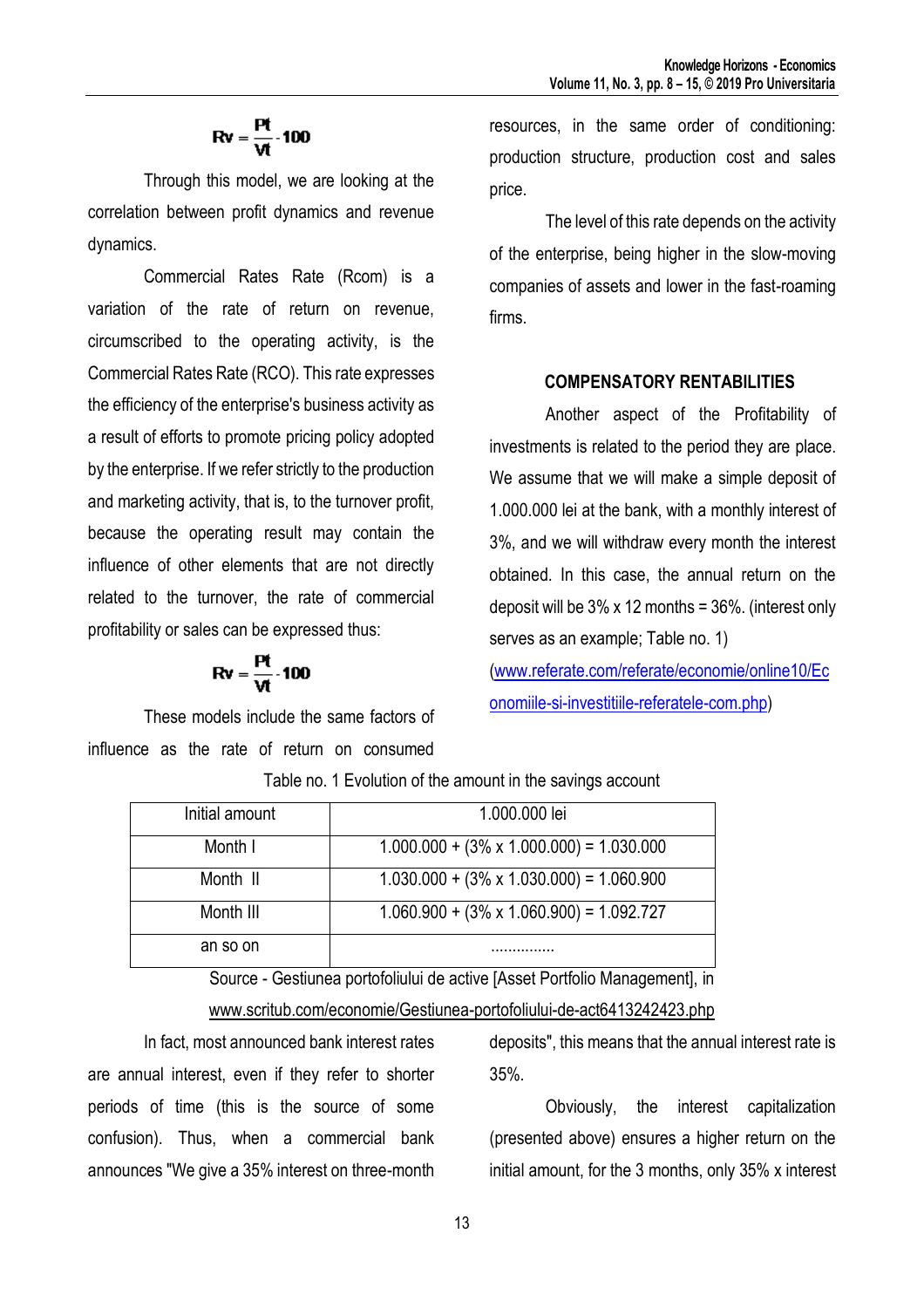$$Rv = \frac{Pt}{Vt} \cdot 100$$

Through this model, we are looking at the correlation between profit dynamics and revenue dynamics.

Commercial Rates Rate (Rcom) is a variation of the rate of return on revenue, circumscribed to the operating activity, is the Commercial Rates Rate (RCO). This rate expresses the efficiency of the enterprise's business activity as a result of efforts to promote pricing policy adopted by the enterprise. If we refer strictly to the production and marketing activity, that is, to the turnover profit, because the operating result may contain the influence of other elements that are not directly related to the turnover, the rate of commercial profitability or sales can be expressed thus:

$$Rv = \frac{Pt}{Vt} \cdot 100$$

These models include the same factors of influence as the rate of return on consumed resources, in the same order of conditioning: production structure, production cost and sales price.

The level of this rate depends on the activity of the enterprise, being higher in the slow-moving companies of assets and lower in the fast-roaming firms.

## COMPENSATORY RENTABILITIES

Another aspect of the Profitability of investments is related to the period they are place. We assume that we will make a simple deposit of 1.000.000 lei at the bank, with a monthly interest of 3%, and we will withdraw every month the interest obtained. In this case, the annual return on the deposit will be 3% x 12 months = 36%. (interest only serves as an example; Table no. 1)
(www.referate.com/referate/economie/online10/Economiile-si-investitiile-referatele-com.php)

Table no. 1 Evolution of the amount in the savings account

| Initial amount | 1.000.000 lei |
|---|---|
| Month I | 1.000.000 + (3% x 1.000.000) = 1.030.000 |
| Month II | 1.030.000 + (3% x 1.030.000) = 1.060.900 |
| Month III | 1.060.900 + (3% x 1.060.900) = 1.092.727 |
| an so on | ............... |

Source - Gestiunea portofoliului de active [Asset Portfolio Management], in www.scritub.com/economie/Gestiunea-portofoliului-de-act6413242423.php

In fact, most announced bank interest rates are annual interest, even if they refer to shorter periods of time (this is the source of some confusion). Thus, when a commercial bank announces "We give a 35% interest on three-month deposits", this means that the annual interest rate is 35%.

Obviously, the interest capitalization (presented above) ensures a higher return on the initial amount, for the 3 months, only 35% x interest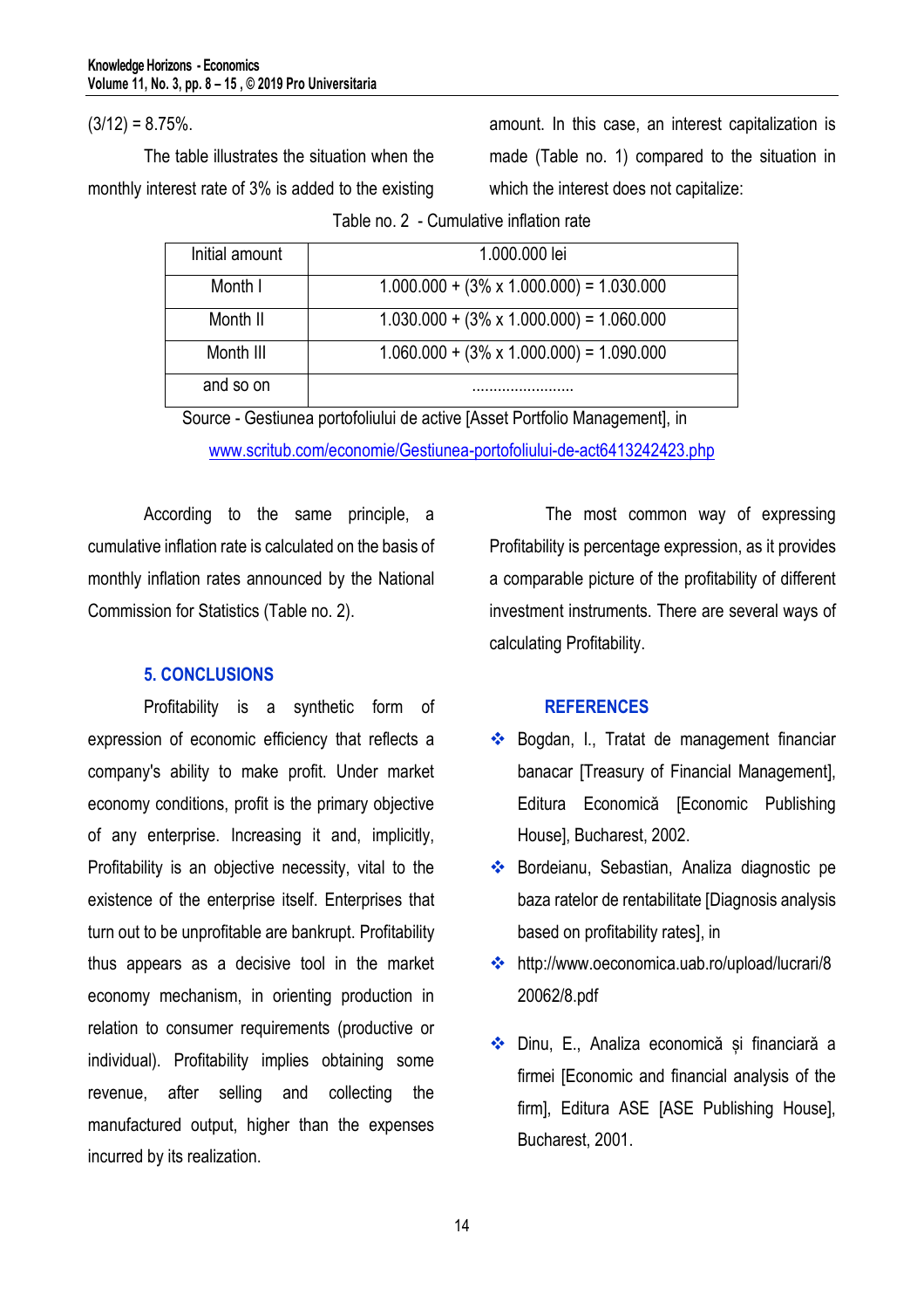(3/12) = 8.75%.

The table illustrates the situation when the monthly interest rate of 3% is added to the existing amount. In this case, an interest capitalization is made (Table no. 1) compared to the situation in which the interest does not capitalize:

Table no. 2 - Cumulative inflation rate

| Initial amount | 1.000.000 lei |
|---|---|
| Month I | 1.000.000 + (3% x 1.000.000) = 1.030.000 |
| Month II | 1.030.000 + (3% x 1.000.000) = 1.060.000 |
| Month III | 1.060.000 + (3% x 1.000.000) = 1.090.000 |
| and so on | ........................ |

Source - Gestiunea portofoliului de active [Asset Portfolio Management], in www.scritub.com/economie/Gestiunea-portofoliului-de-act6413242423.php

According to the same principle, a cumulative inflation rate is calculated on the basis of monthly inflation rates announced by the National Commission for Statistics (Table no. 2).

## 5. CONCLUSIONS

Profitability is a synthetic form of expression of economic efficiency that reflects a company's ability to make profit. Under market economy conditions, profit is the primary objective of any enterprise. Increasing it and, implicitly, Profitability is an objective necessity, vital to the existence of the enterprise itself. Enterprises that turn out to be unprofitable are bankrupt. Profitability thus appears as a decisive tool in the market economy mechanism, in orienting production in relation to consumer requirements (productive or individual). Profitability implies obtaining some revenue, after selling and collecting the manufactured output, higher than the expenses incurred by its realization.

The most common way of expressing Profitability is percentage expression, as it provides a comparable picture of the profitability of different investment instruments. There are several ways of calculating Profitability.

## REFERENCES

- Bogdan, I., Tratat de management financiar banacar [Treasury of Financial Management], Editura Economică [Economic Publishing House], Bucharest, 2002.
- Bordeianu, Sebastian, Analiza diagnostic pe baza ratelor de rentabilitate [Diagnosis analysis based on profitability rates], in
- http://www.oeconomica.uab.ro/upload/lucrari/820062/8.pdf
- Dinu, E., Analiza economică și financiară a firmei [Economic and financial analysis of the firm], Editura ASE [ASE Publishing House], Bucharest, 2001.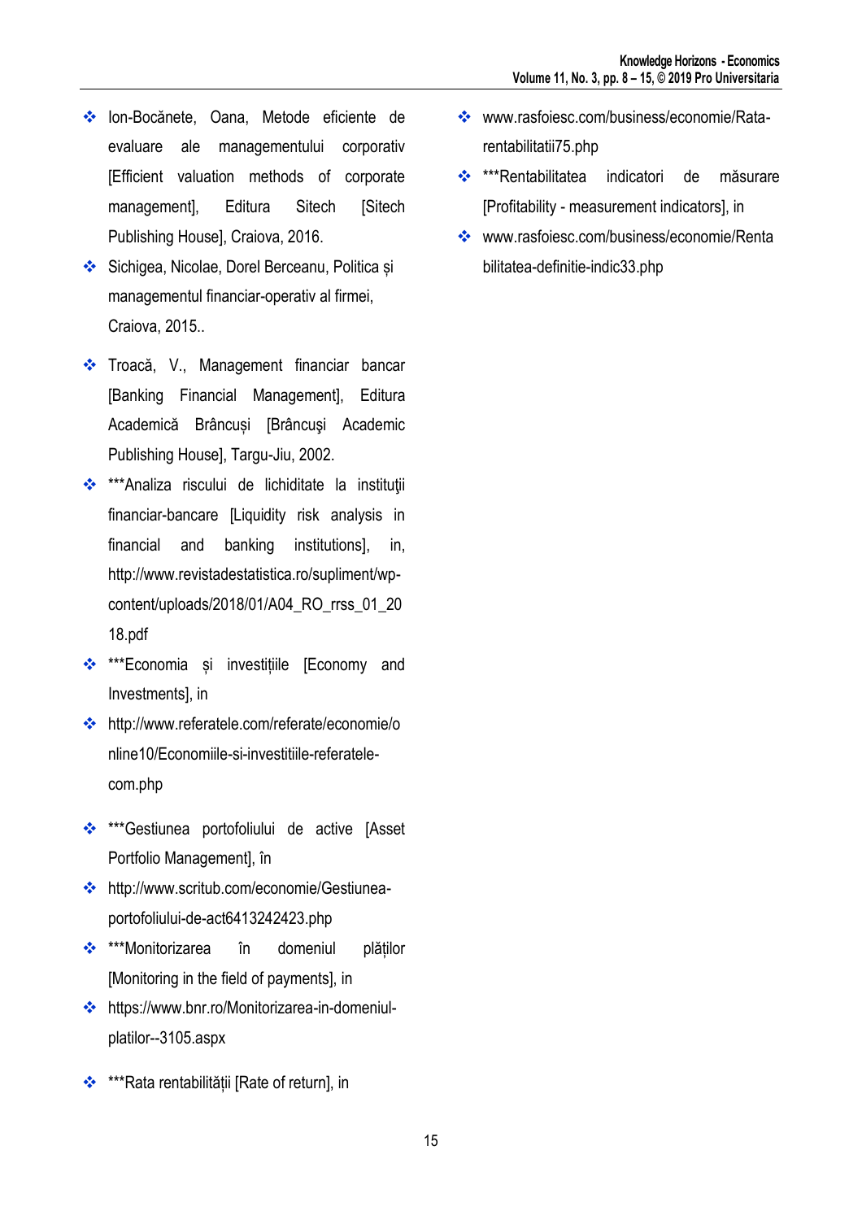- Ion-Bocănete, Oana, Metode eficiente de evaluare ale managementului corporativ [Efficient valuation methods of corporate management], Editura Sitech [Sitech Publishing House], Craiova, 2016.
- Sichigea, Nicolae, Dorel Berceanu, Politica și managementul financiar-operativ al firmei, Craiova, 2015..
- Troacă, V., Management financiar bancar [Banking Financial Management], Editura Academică Brâncuși [Brâncuşi Academic Publishing House], Targu-Jiu, 2002.
- ***Analiza riscului de lichiditate la instituţii financiar-bancare [Liquidity risk analysis in financial and banking institutions], in, http://www.revistadestatistica.ro/supliment/wp-content/uploads/2018/01/A04_RO_rrss_01_2018.pdf
- ***Economia și investițiile [Economy and Investments], in
- http://www.referatele.com/referate/economie/online10/Economiile-si-investitiile-referatele-com.php
- ***Gestiunea portofoliului de active [Asset Portfolio Management], în
- http://www.scritub.com/economie/Gestiunea-portofoliului-de-act6413242423.php
- ***Monitorizarea în domeniul plăților [Monitoring in the field of payments], in
- https://www.bnr.ro/Monitorizarea-in-domeniul-platilor--3105.aspx
- ***Rata rentabilității [Rate of return], in
- www.rasfoiesc.com/business/economie/Rata-rentabilitatii75.php
- ***Rentabilitatea indicatori de măsurare [Profitability - measurement indicators], in
- www.rasfoiesc.com/business/economie/Rentabilitatea-definitie-indic33.php